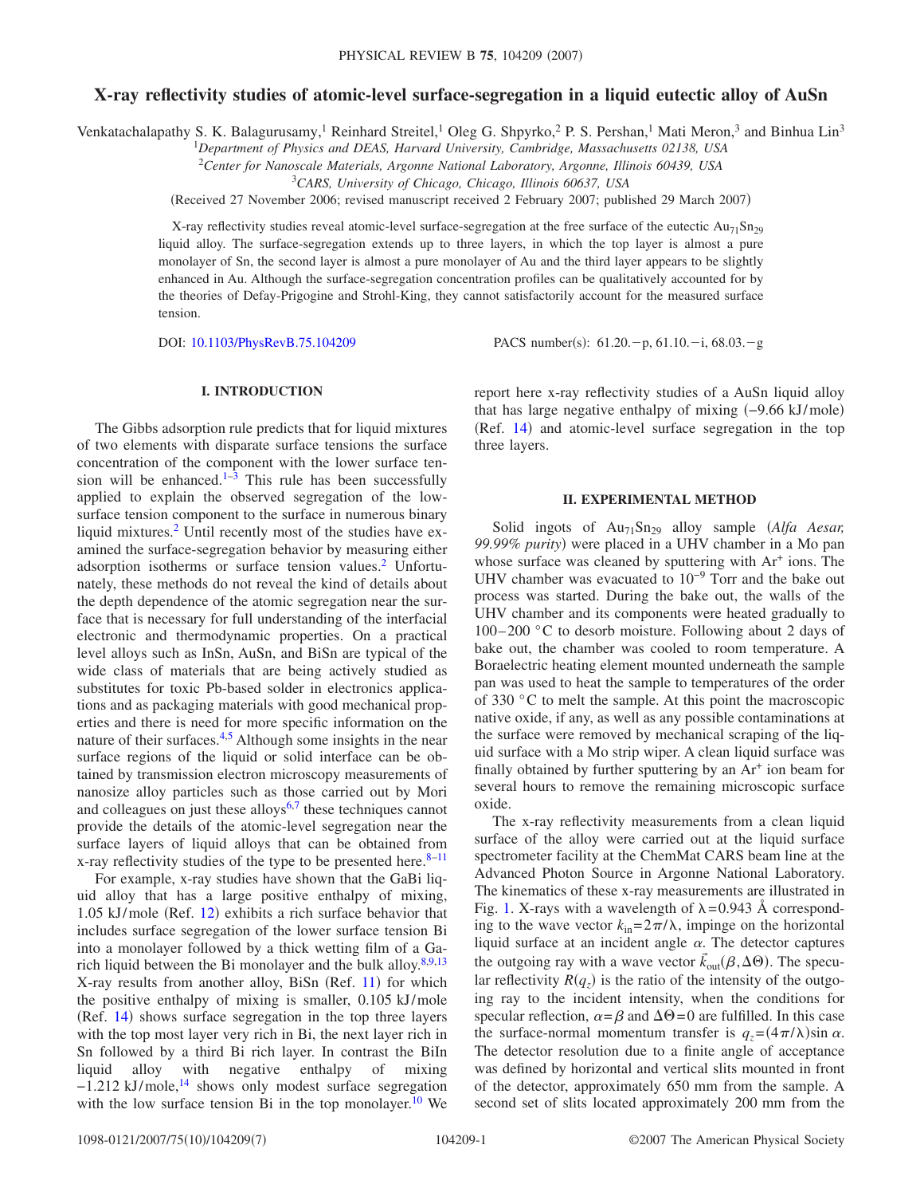# X-ray reflectivity studies of atomic-level surface-segregation in a liquid eutectic alloy of AuSn

Venkatachalapathy S. K. Balagurusamy,[1] Reinhard Streitel,[1] Oleg G. Shpyrko,[2] P. S. Pershan,[1] Mati Meron,[3] and Binhua Lin[3]

[1]*Department of Physics and DEAS, Harvard University, Cambridge, Massachusetts 02138, USA*
[2]*Center for Nanoscale Materials, Argonne National Laboratory, Argonne, Illinois 60439, USA*
[3]*CARS, University of Chicago, Chicago, Illinois 60637, USA*

(Received 27 November 2006; revised manuscript received 2 February 2007; published 29 March 2007)

X-ray reflectivity studies reveal atomic-level surface-segregation at the free surface of the eutectic $Au_{71}Sn_{29}$ liquid alloy. The surface-segregation extends up to three layers, in which the top layer is almost a pure monolayer of Sn, the second layer is almost a pure monolayer of Au and the third layer appears to be slightly enhanced in Au. Although the surface-segregation concentration profiles can be qualitatively accounted for by the theories of Defay-Prigogine and Strohl-King, they cannot satisfactorily account for the measured surface tension.

DOI: 10.1103/PhysRevB.75.104209 PACS number(s): 61.20.−p, 61.10.−i, 68.03.−g

## I. INTRODUCTION

The Gibbs adsorption rule predicts that for liquid mixtures of two elements with disparate surface tensions the surface concentration of the component with the lower surface tension will be enhanced.[1–3] This rule has been successfully applied to explain the observed segregation of the low-surface tension component to the surface in numerous binary liquid mixtures.[2] Until recently most of the studies have examined the surface-segregation behavior by measuring either adsorption isotherms or surface tension values.[2] Unfortunately, these methods do not reveal the kind of details about the depth dependence of the atomic segregation near the surface that is necessary for full understanding of the interfacial electronic and thermodynamic properties. On a practical level alloys such as InSn, AuSn, and BiSn are typical of the wide class of materials that are being actively studied as substitutes for toxic Pb-based solder in electronics applications and as packaging materials with good mechanical properties and there is need for more specific information on the nature of their surfaces.[4,5] Although some insights in the near surface regions of the liquid or solid interface can be obtained by transmission electron microscopy measurements of nanosize alloy particles such as those carried out by Mori and colleagues on just these alloys[6,7] these techniques cannot provide the details of the atomic-level segregation near the surface layers of liquid alloys that can be obtained from x-ray reflectivity studies of the type to be presented here.[8–11]

For example, x-ray studies have shown that the GaBi liquid alloy that has a large positive enthalpy of mixing, 1.05 kJ/mole (Ref. 12) exhibits a rich surface behavior that includes surface segregation of the lower surface tension Bi into a monolayer followed by a thick wetting film of a Ga-rich liquid between the Bi monolayer and the bulk alloy.[8,9,13] X-ray results from another alloy, BiSn (Ref. 11) for which the positive enthalpy of mixing is smaller, 0.105 kJ/mole (Ref. 14) shows surface segregation in the top three layers with the top most layer very rich in Bi, the next layer rich in Sn followed by a third Bi rich layer. In contrast the BiIn liquid alloy with negative enthalpy of mixing −1.212 kJ/mole,[14] shows only modest surface segregation with the low surface tension Bi in the top monolayer.[10] We report here x-ray reflectivity studies of a AuSn liquid alloy that has large negative enthalpy of mixing (−9.66 kJ/mole) (Ref. 14) and atomic-level surface segregation in the top three layers.

## II. EXPERIMENTAL METHOD

Solid ingots of $Au_{71}Sn_{29}$ alloy sample (*Alfa Aesar, 99.99% purity*) were placed in a UHV chamber in a Mo pan whose surface was cleaned by sputtering with $Ar^+$ ions. The UHV chamber was evacuated to $10^{-9}$ Torr and the bake out process was started. During the bake out, the walls of the UHV chamber and its components were heated gradually to 100–200 °C to desorb moisture. Following about 2 days of bake out, the chamber was cooled to room temperature. A Boraelectric heating element mounted underneath the sample pan was used to heat the sample to temperatures of the order of 330 °C to melt the sample. At this point the macroscopic native oxide, if any, as well as any possible contaminations at the surface were removed by mechanical scraping of the liquid surface with a Mo strip wiper. A clean liquid surface was finally obtained by further sputtering by an $Ar^+$ ion beam for several hours to remove the remaining microscopic surface oxide.

The x-ray reflectivity measurements from a clean liquid surface of the alloy were carried out at the liquid surface spectrometer facility at the ChemMat CARS beam line at the Advanced Photon Source in Argonne National Laboratory. The kinematics of these x-ray measurements are illustrated in Fig. 1. X-rays with a wavelength of $\lambda = 0.943$ Å corresponding to the wave vector $k_{in} = 2\pi/\lambda$, impinge on the horizontal liquid surface at an incident angle $\alpha$. The detector captures the outgoing ray with a wave vector $\vec{k}_{out}(\beta, \Delta\Theta)$. The specular reflectivity $R(q_z)$ is the ratio of the intensity of the outgoing ray to the incident intensity, when the conditions for specular reflection, $\alpha = \beta$ and $\Delta\Theta = 0$ are fulfilled. In this case the surface-normal momentum transfer is $q_z = (4\pi/\lambda)\sin\alpha$. The detector resolution due to a finite angle of acceptance was defined by horizontal and vertical slits mounted in front of the detector, approximately 650 mm from the sample. A second set of slits located approximately 200 mm from the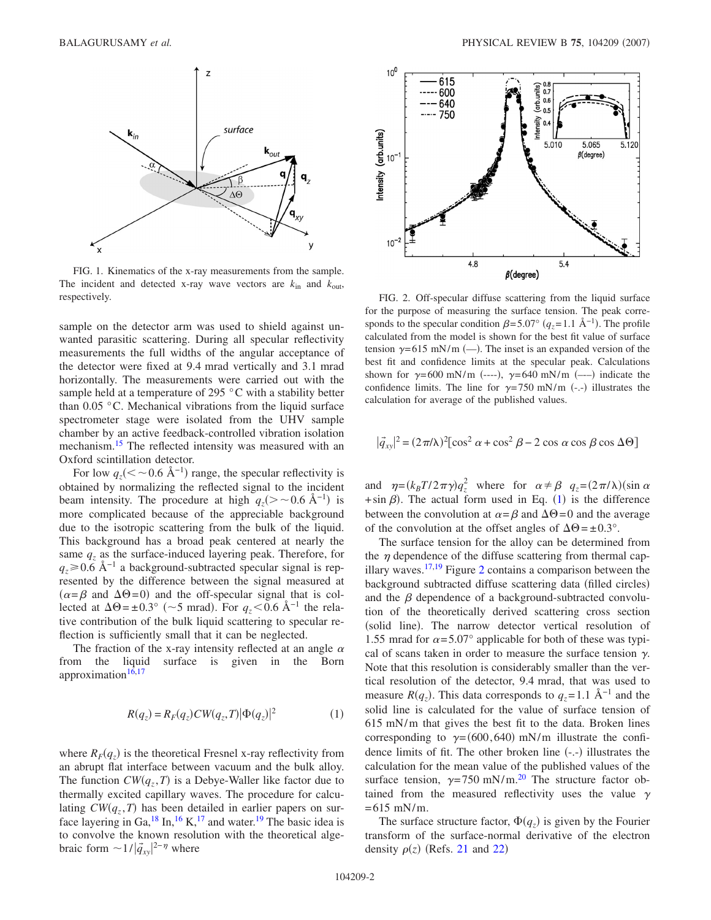FIG. 1. Kinematics of the x-ray measurements from the sample. The incident and detected x-ray wave vectors are $k_{in}$ and $k_{out}$, respectively.

sample on the detector arm was used to shield against unwanted parasitic scattering. During all specular reflectivity measurements the full widths of the angular acceptance of the detector were fixed at 9.4 mrad vertically and 3.1 mrad horizontally. The measurements were carried out with the sample held at a temperature of 295 °C with a stability better than 0.05 °C. Mechanical vibrations from the liquid surface spectrometer stage were isolated from the UHV sample chamber by an active feedback-controlled vibration isolation mechanism.[15] The reflected intensity was measured with an Oxford scintillation detector.

For low $q_z(<\sim 0.6$ Å$^{-1})$ range, the specular reflectivity is obtained by normalizing the reflected signal to the incident beam intensity. The procedure at high $q_z(>\sim 0.6$ Å$^{-1})$ is more complicated because of the appreciable background due to the isotropic scattering from the bulk of the liquid. This background has a broad peak centered at nearly the same $q_z$ as the surface-induced layering peak. Therefore, for $q_z \geqslant 0.6$ Å$^{-1}$ a background-subtracted specular signal is represented by the difference between the signal measured at ($\alpha=\beta$ and $\Delta\Theta=0$) and the off-specular signal that is collected at $\Delta\Theta=\pm 0.3°$ ($\sim$5 mrad). For $q_z<0.6$ Å$^{-1}$ the relative contribution of the bulk liquid scattering to specular reflection is sufficiently small that it can be neglected.

The fraction of the x-ray intensity reflected at an angle $\alpha$ from the liquid surface is given in the Born approximation[16,17]

$$R(q_z) = R_F(q_z)CW(q_z,T)|\Phi(q_z)|^2 \tag{1}$$

where $R_F(q_z)$ is the theoretical Fresnel x-ray reflectivity from an abrupt flat interface between vacuum and the bulk alloy. The function $CW(q_z,T)$ is a Debye-Waller like factor due to thermally excited capillary waves. The procedure for calculating $CW(q_z,T)$ has been detailed in earlier papers on surface layering in Ga,[18] In,[16] K,[17] and water.[19] The basic idea is to convolve the known resolution with the theoretical algebraic form $\sim 1/|\vec{q}_{xy}|^{2-\eta}$ where

FIG. 2. Off-specular diffuse scattering from the liquid surface for the purpose of measuring the surface tension. The peak corresponds to the specular condition $\beta=5.07°$ ($q_z=1.1$ Å$^{-1}$). The profile calculated from the model is shown for the best fit value of surface tension $\gamma=615$ mN/m (—). The inset is an expanded version of the best fit and confidence limits at the specular peak. Calculations shown for $\gamma=600$ mN/m (----), $\gamma=640$ mN/m (–––) indicate the confidence limits. The line for $\gamma=750$ mN/m (-.-) illustrates the calculation for average of the published values.

$$|\vec{q}_{xy}|^2 = (2\pi/\lambda)^2[\cos^2\alpha + \cos^2\beta - 2\cos\alpha\cos\beta\cos\Delta\Theta]$$

and $\eta=(k_BT/2\pi\gamma)q_z^2$ where for $\alpha \neq \beta$ $q_z=(2\pi/\lambda)(\sin\alpha + \sin\beta)$. The actual form used in Eq. (1) is the difference between the convolution at $\alpha=\beta$ and $\Delta\Theta=0$ and the average of the convolution at the offset angles of $\Delta\Theta=\pm 0.3°$.

The surface tension for the alloy can be determined from the $\eta$ dependence of the diffuse scattering from thermal capillary waves.[17,19] Figure 2 contains a comparison between the background subtracted diffuse scattering data (filled circles) and the $\beta$ dependence of a background-subtracted convolution of the theoretically derived scattering cross section (solid line). The narrow detector vertical resolution of 1.55 mrad for $\alpha=5.07°$ applicable for both of these was typical of scans taken in order to measure the surface tension $\gamma$. Note that this resolution is considerably smaller than the vertical resolution of the detector, 9.4 mrad, that was used to measure $R(q_z)$. This data corresponds to $q_z=1.1$ Å$^{-1}$ and the solid line is calculated for the value of surface tension of 615 mN/m that gives the best fit to the data. Broken lines corresponding to $\gamma=(600,640)$ mN/m illustrate the confidence limits of fit. The other broken line (-.-) illustrates the calculation for the mean value of the published values of the surface tension, $\gamma=750$ mN/m.[20] The structure factor obtained from the measured reflectivity uses the value $\gamma=615$ mN/m.

The surface structure factor, $\Phi(q_z)$ is given by the Fourier transform of the surface-normal derivative of the electron density $\rho(z)$ (Refs. 21 and 22)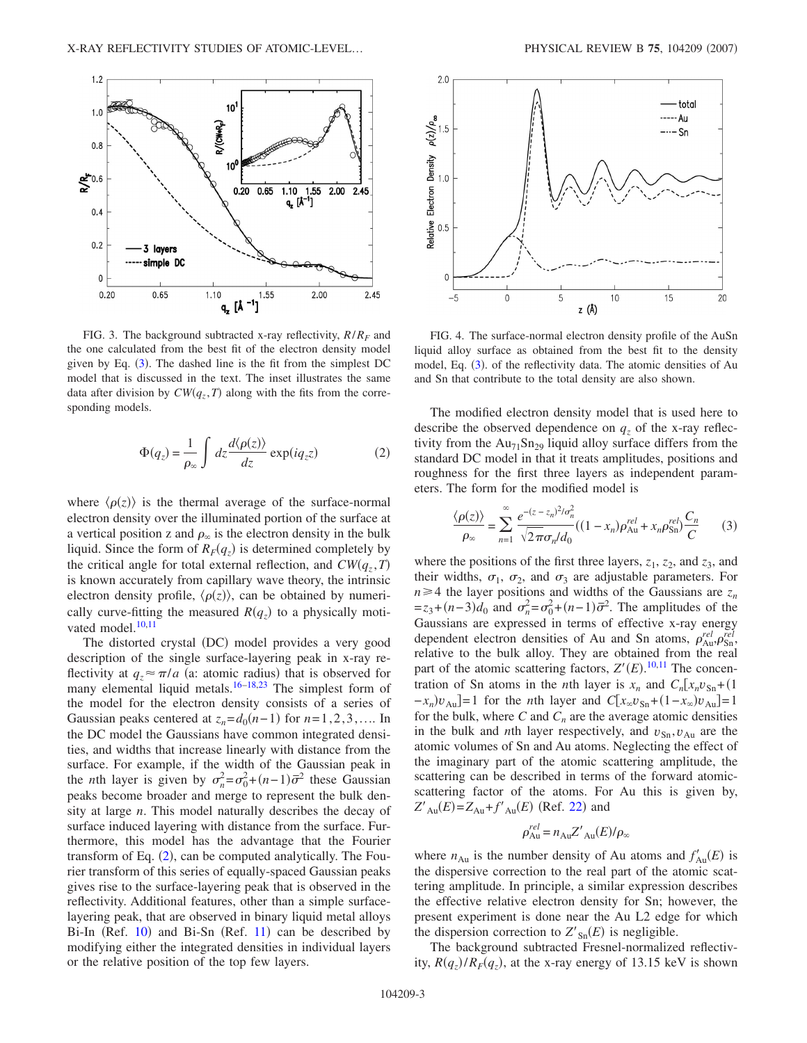FIG. 3. The background subtracted x-ray reflectivity, $R/R_F$ and the one calculated from the best fit of the electron density model given by Eq. (3). The dashed line is the fit from the simplest DC model that is discussed in the text. The inset illustrates the same data after division by $CW(q_z,T)$ along with the fits from the corresponding models.

FIG. 4. The surface-normal electron density profile of the AuSn liquid alloy surface as obtained from the best fit to the density model, Eq. (3). of the reflectivity data. The atomic densities of Au and Sn that contribute to the total density are also shown.

$$\Phi(q_z) = \frac{1}{\rho_\infty} \int dz \frac{d\langle \rho(z) \rangle}{dz} \exp(iq_z z) \tag{2}$$

where $\langle \rho(z) \rangle$ is the thermal average of the surface-normal electron density over the illuminated portion of the surface at a vertical position z and $\rho_\infty$ is the electron density in the bulk liquid. Since the form of $R_F(q_z)$ is determined completely by the critical angle for total external reflection, and $CW(q_z,T)$ is known accurately from capillary wave theory, the intrinsic electron density profile, $\langle \rho(z) \rangle$, can be obtained by numerically curve-fitting the measured $R(q_z)$ to a physically motivated model.[10,11]

The distorted crystal (DC) model provides a very good description of the single surface-layering peak in x-ray reflectivity at $q_z \approx \pi/a$ (a: atomic radius) that is observed for many elemental liquid metals.[16–18,23] The simplest form of the model for the electron density consists of a series of Gaussian peaks centered at $z_n = d_0(n-1)$ for $n=1,2,3,\ldots$. In the DC model the Gaussians have common integrated densities, and widths that increase linearly with distance from the surface. For example, if the width of the Gaussian peak in the $n$th layer is given by $\sigma_n^2 = \sigma_0^2 + (n-1)\bar{\sigma}^2$ these Gaussian peaks become broader and merge to represent the bulk density at large $n$. This model naturally describes the decay of surface induced layering with distance from the surface. Furthermore, this model has the advantage that the Fourier transform of Eq. (2), can be computed analytically. The Fourier transform of this series of equally-spaced Gaussian peaks gives rise to the surface-layering peak that is observed in the reflectivity. Additional features, other than a simple surface-layering peak, that are observed in binary liquid metal alloys Bi-In (Ref. 10) and Bi-Sn (Ref. 11) can be described by modifying either the integrated densities in individual layers or the relative position of the top few layers.

The modified electron density model that is used here to describe the observed dependence on $q_z$ of the x-ray reflectivity from the $Au_{71}Sn_{29}$ liquid alloy surface differs from the standard DC model in that it treats amplitudes, positions and roughness for the first three layers as independent parameters. The form for the modified model is

$$\frac{\langle \rho(z) \rangle}{\rho_\infty} = \sum_{n=1}^{\infty} \frac{e^{-(z-z_n)^2/\sigma_n^2}}{\sqrt{2\pi}\sigma_n/d_0} ((1-x_n)\rho_{\mathrm{Au}}^{rel} + x_n \rho_{\mathrm{Sn}}^{rel}) \frac{C_n}{C} \tag{3}$$

where the positions of the first three layers, $z_1$, $z_2$, and $z_3$, and their widths, $\sigma_1$, $\sigma_2$, and $\sigma_3$ are adjustable parameters. For $n \geq 4$ the layer positions and widths of the Gaussians are $z_n = z_3 + (n-3)d_0$ and $\sigma_n^2 = \sigma_0^2 + (n-1)\bar{\sigma}^2$. The amplitudes of the Gaussians are expressed in terms of effective x-ray energy dependent electron densities of Au and Sn atoms, $\rho_{\mathrm{Au}}^{rel}, \rho_{\mathrm{Sn}}^{rel}$, relative to the bulk alloy. They are obtained from the real part of the atomic scattering factors, $Z'(E)$.[10,11] The concentration of Sn atoms in the $n$th layer is $x_n$ and $C_n[x_n v_{\mathrm{Sn}} + (1-x_n)v_{\mathrm{Au}}] = 1$ for the $n$th layer and $C[x_\infty v_{\mathrm{Sn}} + (1-x_\infty)v_{\mathrm{Au}}] = 1$ for the bulk, where $C$ and $C_n$ are the average atomic densities in the bulk and $n$th layer respectively, and $v_{\mathrm{Sn}}, v_{\mathrm{Au}}$ are the atomic volumes of Sn and Au atoms. Neglecting the effect of the imaginary part of the atomic scattering amplitude, the scattering can be described in terms of the forward atomic-scattering factor of the atoms. For Au this is given by, $Z'_{\mathrm{Au}}(E) = Z_{\mathrm{Au}} + f'_{\mathrm{Au}}(E)$ (Ref. 22) and

$$\rho_{\mathrm{Au}}^{rel} = n_{\mathrm{Au}} Z'_{\mathrm{Au}}(E)/\rho_\infty$$

where $n_{\mathrm{Au}}$ is the number density of Au atoms and $f'_{\mathrm{Au}}(E)$ is the dispersive correction to the real part of the atomic scattering amplitude. In principle, a similar expression describes the effective relative electron density for Sn; however, the present experiment is done near the Au L2 edge for which the dispersion correction to $Z'_{\mathrm{Sn}}(E)$ is negligible.

The background subtracted Fresnel-normalized reflectivity, $R(q_z)/R_F(q_z)$, at the x-ray energy of 13.15 keV is shown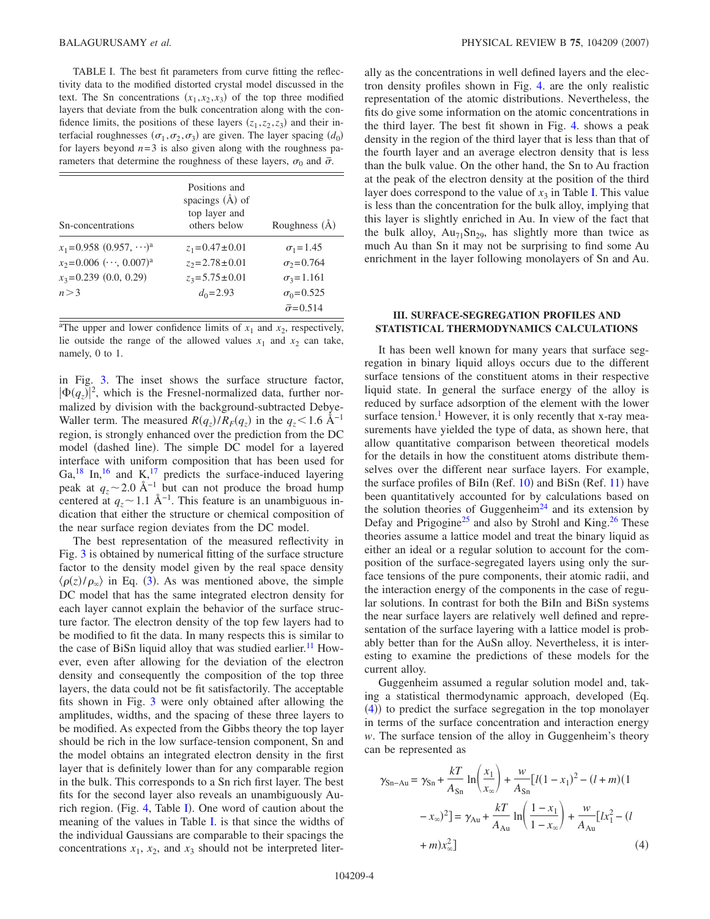TABLE I. The best fit parameters from curve fitting the reflectivity data to the modified distorted crystal model discussed in the text. The Sn concentrations $(x_1, x_2, x_3)$ of the top three modified layers that deviate from the bulk concentration along with the confidence limits, the positions of these layers $(z_1, z_2, z_3)$ and their interfacial roughnesses $(\sigma_1, \sigma_2, \sigma_3)$ are given. The layer spacing $(d_0)$ for layers beyond $n=3$ is also given along with the roughness parameters that determine the roughness of these layers, $\sigma_0$ and $\bar{\sigma}$.

| Sn-concentrations | Positions and spacings (Å) of top layer and others below | Roughness (Å) |
|---|---|---|
| $x_1=0.958$ $(0.957, \cdots)$[a] | $z_1=0.47\pm0.01$ | $\sigma_1=1.45$ |
| $x_2=0.006$ $(\cdots, 0.007)$[a] | $z_2=2.78\pm0.01$ | $\sigma_2=0.764$ |
| $x_3=0.239$ $(0.0, 0.29)$ | $z_3=5.75\pm0.01$ | $\sigma_3=1.161$ |
| $n>3$ | $d_0=2.93$ | $\sigma_0=0.525$ |
| | | $\bar{\sigma}=0.514$ |

[a]The upper and lower confidence limits of $x_1$ and $x_2$, respectively, lie outside the range of the allowed values $x_1$ and $x_2$ can take, namely, 0 to 1.

in Fig. 3. The inset shows the surface structure factor, $|\Phi(q_z)|^2$, which is the Fresnel-normalized data, further normalized by division with the background-subtracted Debye-Waller term. The measured $R(q_z)/R_F(q_z)$ in the $q_z < 1.6$ Å$^{-1}$ region, is strongly enhanced over the prediction from the DC model (dashed line). The simple DC model for a layered interface with uniform composition that has been used for Ga,[18] In,[16] and K,[17] predicts the surface-induced layering peak at $q_z \sim 2.0$ Å$^{-1}$ but can not produce the broad hump centered at $q_z \sim 1.1$ Å$^{-1}$. This feature is an unambiguous indication that either the structure or chemical composition of the near surface region deviates from the DC model.

The best representation of the measured reflectivity in Fig. 3 is obtained by numerical fitting of the surface structure factor to the density model given by the real space density $\langle \rho(z)/\rho_\infty \rangle$ in Eq. (3). As was mentioned above, the simple DC model that has the same integrated electron density for each layer cannot explain the behavior of the surface structure factor. The electron density of the top few layers had to be modified to fit the data. In many respects this is similar to the case of BiSn liquid alloy that was studied earlier.[11] However, even after allowing for the deviation of the electron density and consequently the composition of the top three layers, the data could not be fit satisfactorily. The acceptable fits shown in Fig. 3 were only obtained after allowing the amplitudes, widths, and the spacing of these three layers to be modified. As expected from the Gibbs theory the top layer should be rich in the low surface-tension component, Sn and the model obtains an integrated electron density in the first layer that is definitely lower than for any comparable region in the bulk. This corresponds to a Sn rich first layer. The best fits for the second layer also reveals an unambiguously Au-rich region. (Fig. 4, Table I). One word of caution about the meaning of the values in Table I. is that since the widths of the individual Gaussians are comparable to their spacings the concentrations $x_1$, $x_2$, and $x_3$ should not be interpreted literally as the concentrations in well defined layers and the electron density profiles shown in Fig. 4. are the only realistic representation of the atomic distributions. Nevertheless, the fits do give some information on the atomic concentrations in the third layer. The best fit shown in Fig. 4. shows a peak density in the region of the third layer that is less than that of the fourth layer and an average electron density that is less than the bulk value. On the other hand, the Sn to Au fraction at the peak of the electron density at the position of the third layer does correspond to the value of $x_3$ in Table I. This value is less than the concentration for the bulk alloy, implying that this layer is slightly enriched in Au. In view of the fact that the bulk alloy, $Au_{71}Sn_{29}$, has slightly more than twice as much Au than Sn it may not be surprising to find some Au enrichment in the layer following monolayers of Sn and Au.

## III. SURFACE-SEGREGATION PROFILES AND STATISTICAL THERMODYNAMICS CALCULATIONS

It has been well known for many years that surface segregation in binary liquid alloys occurs due to the different surface tensions of the constituent atoms in their respective liquid state. In general the surface energy of the alloy is reduced by surface adsorption of the element with the lower surface tension.[1] However, it is only recently that x-ray measurements have yielded the type of data, as shown here, that allow quantitative comparison between theoretical models for the details in how the constituent atoms distribute themselves over the different near surface layers. For example, the surface profiles of BiIn (Ref. 10) and BiSn (Ref. 11) have been quantitatively accounted for by calculations based on the solution theories of Guggenheim[24] and its extension by Defay and Prigogine[25] and also by Strohl and King.[26] These theories assume a lattice model and treat the binary liquid as either an ideal or a regular solution to account for the composition of the surface-segregated layers using only the surface tensions of the pure components, their atomic radii, and the interaction energy of the components in the case of regular solutions. In contrast for both the BiIn and BiSn systems the near surface layers are relatively well defined and representation of the surface layering with a lattice model is probably better than for the AuSn alloy. Nevertheless, it is interesting to examine the predictions of these models for the current alloy.

Guggenheim assumed a regular solution model and, taking a statistical thermodynamic approach, developed (Eq. (4)) to predict the surface segregation in the top monolayer in terms of the surface concentration and interaction energy $w$. The surface tension of the alloy in Guggenheim's theory can be represented as

$$\gamma_{\mathrm{Sn-Au}} = \gamma_{\mathrm{Sn}} + \frac{kT}{A_{\mathrm{Sn}}} \ln\left(\frac{x_1}{x_\infty}\right) + \frac{w}{A_{\mathrm{Sn}}}[l(1-x_1)^2 - (l+m)(1-x_\infty)^2] = \gamma_{\mathrm{Au}} + \frac{kT}{A_{\mathrm{Au}}} \ln\left(\frac{1-x_1}{1-x_\infty}\right) + \frac{w}{A_{\mathrm{Au}}}[l x_1^2 - (l+m)x_\infty^2] \tag{4}$$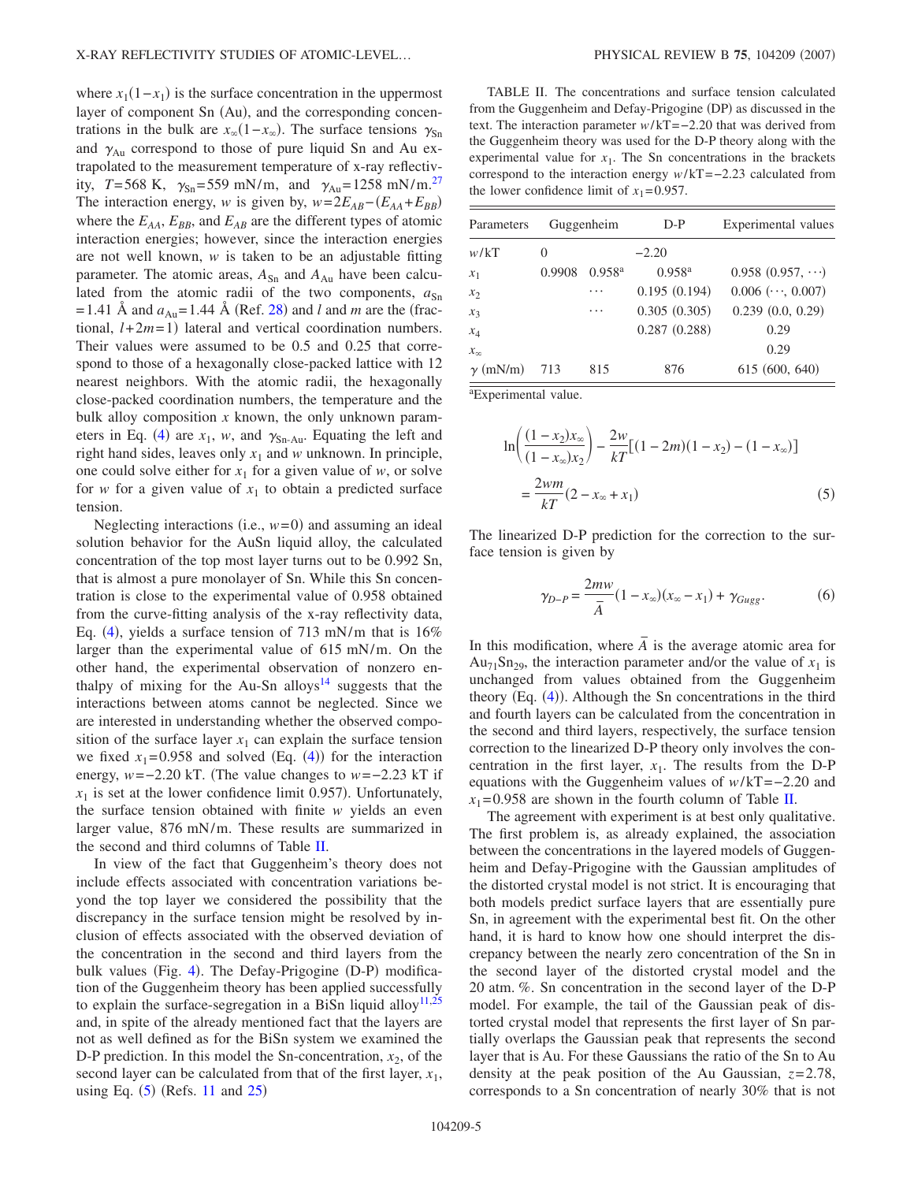where $x_1(1-x_1)$ is the surface concentration in the uppermost layer of component Sn (Au), and the corresponding concentrations in the bulk are $x_\infty(1-x_\infty)$. The surface tensions $\gamma_{Sn}$ and $\gamma_{Au}$ correspond to those of pure liquid Sn and Au extrapolated to the measurement temperature of x-ray reflectivity, $T=568$ K, $\gamma_{Sn}=559$ mN/m, and $\gamma_{Au}=1258$ mN/m.[27] The interaction energy, $w$ is given by, $w=2E_{AB}-(E_{AA}+E_{BB})$ where the $E_{AA}$, $E_{BB}$, and $E_{AB}$ are the different types of atomic interaction energies; however, since the interaction energies are not well known, $w$ is taken to be an adjustable fitting parameter. The atomic areas, $A_{Sn}$ and $A_{Au}$ have been calculated from the atomic radii of the two components, $a_{Sn}=1.41$ Å and $a_{Au}=1.44$ Å (Ref. [28]) and $l$ and $m$ are the (fractional, $l+2m=1$) lateral and vertical coordination numbers. Their values were assumed to be 0.5 and 0.25 that correspond to those of a hexagonally close-packed lattice with 12 nearest neighbors. With the atomic radii, the hexagonally close-packed coordination numbers, the temperature and the bulk alloy composition $x$ known, the only unknown parameters in Eq. (4) are $x_1$, $w$, and $\gamma_{Sn\text{-}Au}$. Equating the left and right hand sides, leaves only $x_1$ and $w$ unknown. In principle, one could solve either for $x_1$ for a given value of $w$, or solve for $w$ for a given value of $x_1$ to obtain a predicted surface tension.

Neglecting interactions (i.e., $w=0$) and assuming an ideal solution behavior for the AuSn liquid alloy, the calculated concentration of the top most layer turns out to be 0.992 Sn, that is almost a pure monolayer of Sn. While this Sn concentration is close to the experimental value of 0.958 obtained from the curve-fitting analysis of the x-ray reflectivity data, Eq. (4), yields a surface tension of 713 mN/m that is 16% larger than the experimental value of 615 mN/m. On the other hand, the experimental observation of nonzero enthalpy of mixing for the Au-Sn alloys[14] suggests that the interactions between atoms cannot be neglected. Since we are interested in understanding whether the observed composition of the surface layer $x_1$ can explain the surface tension we fixed $x_1=0.958$ and solved (Eq. (4)) for the interaction energy, $w=-2.20$ kT. (The value changes to $w=-2.23$ kT if $x_1$ is set at the lower confidence limit 0.957). Unfortunately, the surface tension obtained with finite $w$ yields an even larger value, 876 mN/m. These results are summarized in the second and third columns of Table II.

In view of the fact that Guggenheim's theory does not include effects associated with concentration variations beyond the top layer we considered the possibility that the discrepancy in the surface tension might be resolved by inclusion of effects associated with the observed deviation of the concentration in the second and third layers from the bulk values (Fig. 4). The Defay-Prigogine (D-P) modification of the Guggenheim theory has been applied successfully to explain the surface-segregation in a BiSn liquid alloy[11,25] and, in spite of the already mentioned fact that the layers are not as well defined as for the BiSn system we examined the D-P prediction. In this model the Sn-concentration, $x_2$, of the second layer can be calculated from that of the first layer, $x_1$, using Eq. (5) (Refs. [11] and [25])

TABLE II. The concentrations and surface tension calculated from the Guggenheim and Defay-Prigogine (DP) as discussed in the text. The interaction parameter $w/\mathrm{kT}=-2.20$ that was derived from the Guggenheim theory was used for the D-P theory along with the experimental value for $x_1$. The Sn concentrations in the brackets correspond to the interaction energy $w/\mathrm{kT}=-2.23$ calculated from the lower confidence limit of $x_1=0.957$.

| Parameters | Guggenheim | | D-P | Experimental values |
|---|---|---|---|---|
| $w/\mathrm{kT}$ | 0 | | −2.20 | |
| $x_1$ | 0.9908 | 0.958[a] | 0.958[a] | 0.958 (0.957, ⋯) |
| $x_2$ | | ⋯ | 0.195 (0.194) | 0.006 (⋯, 0.007) |
| $x_3$ | | ⋯ | 0.305 (0.305) | 0.239 (0.0, 0.29) |
| $x_4$ | | | 0.287 (0.288) | 0.29 |
| $x_\infty$ | | | | 0.29 |
| $\gamma$ (mN/m) | 713 | 815 | 876 | 615 (600, 640) |

[a]Experimental value.

$$\ln\left(\frac{(1-x_2)x_\infty}{(1-x_\infty)x_2}\right) - \frac{2w}{kT}[(1-2m)(1-x_2)-(1-x_\infty)] = \frac{2wm}{kT}(2-x_\infty+x_1) \tag{5}$$

The linearized D-P prediction for the correction to the surface tension is given by

$$\gamma_{D-P} = \frac{2mw}{\bar{A}}(1-x_\infty)(x_\infty-x_1) + \gamma_{Gugg}. \tag{6}$$

In this modification, where $\bar{A}$ is the average atomic area for $Au_{71}Sn_{29}$, the interaction parameter and/or the value of $x_1$ is unchanged from values obtained from the Guggenheim theory (Eq. (4)). Although the Sn concentrations in the third and fourth layers can be calculated from the concentration in the second and third layers, respectively, the surface tension correction to the linearized D-P theory only involves the concentration in the first layer, $x_1$. The results from the D-P equations with the Guggenheim values of $w/\mathrm{kT}=-2.20$ and $x_1=0.958$ are shown in the fourth column of Table II.

The agreement with experiment is at best only qualitative. The first problem is, as already explained, the association between the concentrations in the layered models of Guggenheim and Defay-Prigogine with the Gaussian amplitudes of the distorted crystal model is not strict. It is encouraging that both models predict surface layers that are essentially pure Sn, in agreement with the experimental best fit. On the other hand, it is hard to know how one should interpret the discrepancy between the nearly zero concentration of the Sn in the second layer of the distorted crystal model and the 20 atm. %. Sn concentration in the second layer of the D-P model. For example, the tail of the Gaussian peak of distorted crystal model that represents the first layer of Sn partially overlaps the Gaussian peak that represents the second layer that is Au. For these Gaussians the ratio of the Sn to Au density at the peak position of the Au Gaussian, $z=2.78$, corresponds to a Sn concentration of nearly 30% that is not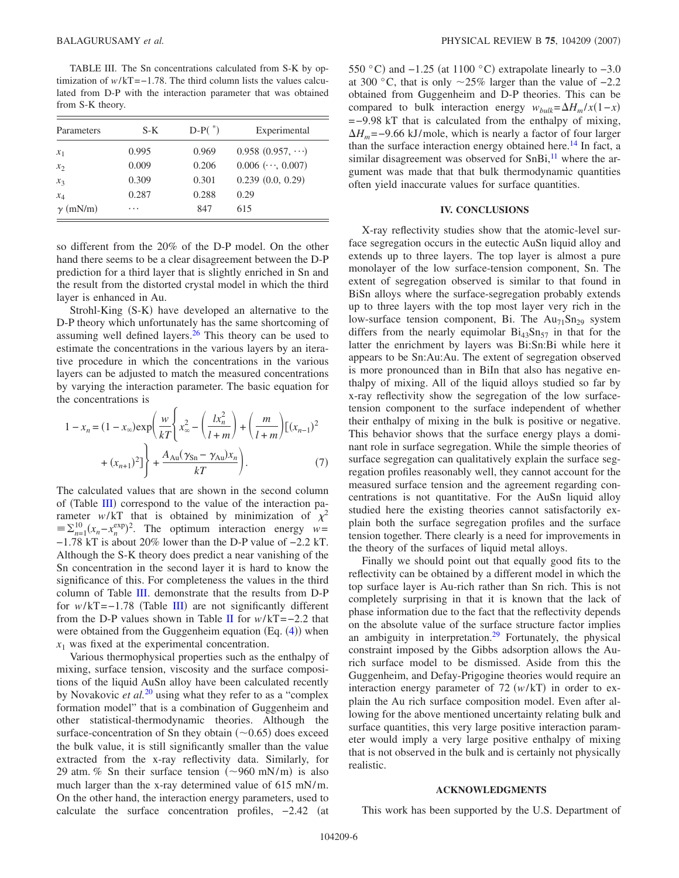TABLE III. The Sn concentrations calculated from S-K by optimization of $w/kT=-1.78$. The third column lists the values calculated from D-P with the interaction parameter that was obtained from S-K theory.

| Parameters | S-K | D-P( * ) | Experimental |
|---|---|---|---|
| $x_1$ | 0.995 | 0.969 | 0.958 (0.957, ⋯) |
| $x_2$ | 0.009 | 0.206 | 0.006 (⋯, 0.007) |
| $x_3$ | 0.309 | 0.301 | 0.239 (0.0, 0.29) |
| $x_4$ | 0.287 | 0.288 | 0.29 |
| $\gamma$ (mN/m) | ⋯ | 847 | 615 |

so different from the 20% of the D-P model. On the other hand there seems to be a clear disagreement between the D-P prediction for a third layer that is slightly enriched in Sn and the result from the distorted crystal model in which the third layer is enhanced in Au.

Strohl-King (S-K) have developed an alternative to the D-P theory which unfortunately has the same shortcoming of assuming well defined layers.[26] This theory can be used to estimate the concentrations in the various layers by an iterative procedure in which the concentrations in the various layers can be adjusted to match the measured concentrations by varying the interaction parameter. The basic equation for the concentrations is

$$1-x_n=(1-x_\infty)\exp\left(\frac{w}{kT}\left\{x_\infty^2-\left(\frac{lx_n^2}{l+m}\right)+\left(\frac{m}{l+m}\right)[(x_{n-1})^2+(x_{n+1})^2]\right\}+\frac{A_{\mathrm{Au}}(\gamma_{\mathrm{Sn}}-\gamma_{\mathrm{Au}})x_n}{kT}\right). \quad (7)$$

The calculated values that are shown in the second column of (Table III) correspond to the value of the interaction parameter $w/kT$ that is obtained by minimization of $\chi^2 \equiv \sum_{n=1}^{10}(x_n-x_n^{\mathrm{exp}})^2$. The optimum interaction energy $w=-1.78$ kT is about 20% lower than the D-P value of $-2.2$ kT. Although the S-K theory does predict a near vanishing of the Sn concentration in the second layer it is hard to know the significance of this. For completeness the values in the third column of Table III. demonstrate that the results from D-P for $w/kT=-1.78$ (Table III) are not significantly different from the D-P values shown in Table II for $w/kT=-2.2$ that were obtained from the Guggenheim equation (Eq. (4)) when $x_1$ was fixed at the experimental concentration.

Various thermophysical properties such as the enthalpy of mixing, surface tension, viscosity and the surface compositions of the liquid AuSn alloy have been calculated recently by Novakovic *et al.*[20] using what they refer to as a "complex formation model" that is a combination of Guggenheim and other statistical-thermodynamic theories. Although the surface-concentration of Sn they obtain ($\sim$0.65) does exceed the bulk value, it is still significantly smaller than the value extracted from the x-ray reflectivity data. Similarly, for 29 atm. % Sn their surface tension ($\sim$960 mN/m) is also much larger than the x-ray determined value of 615 mN/m. On the other hand, the interaction energy parameters, used to calculate the surface concentration profiles, $-2.42$ (at 550 °C) and $-1.25$ (at 1100 °C) extrapolate linearly to $-3.0$ at 300 °C, that is only $\sim$25% larger than the value of $-2.2$ obtained from Guggenheim and D-P theories. This can be compared to bulk interaction energy $w_{bulk}=\Delta H_m/x(1-x) = -9.98$ kT that is calculated from the enthalpy of mixing, $\Delta H_m=-9.66$ kJ/mole, which is nearly a factor of four larger than the surface interaction energy obtained here.[14] In fact, a similar disagreement was observed for SnBi,[11] where the argument was made that that bulk thermodynamic quantities often yield inaccurate values for surface quantities.

## IV. CONCLUSIONS

X-ray reflectivity studies show that the atomic-level surface segregation occurs in the eutectic AuSn liquid alloy and extends up to three layers. The top layer is almost a pure monolayer of the low surface-tension component, Sn. The extent of segregation observed is similar to that found in BiSn alloys where the surface-segregation probably extends up to three layers with the top most layer very rich in the low-surface tension component, Bi. The $Au_{71}Sn_{29}$ system differs from the nearly equimolar $Bi_{43}Sn_{57}$ in that for the latter the enrichment by layers was Bi:Sn:Bi while here it appears to be Sn:Au:Au. The extent of segregation observed is more pronounced than in BiIn that also has negative enthalpy of mixing. All of the liquid alloys studied so far by x-ray reflectivity show the segregation of the low surface-tension component to the surface independent of whether their enthalpy of mixing in the bulk is positive or negative. This behavior shows that the surface energy plays a dominant role in surface segregation. While the simple theories of surface segregation can qualitatively explain the surface segregation profiles reasonably well, they cannot account for the measured surface tension and the agreement regarding concentrations is not quantitative. For the AuSn liquid alloy studied here the existing theories cannot satisfactorily explain both the surface segregation profiles and the surface tension together. There clearly is a need for improvements in the theory of the surfaces of liquid metal alloys.

Finally we should point out that equally good fits to the reflectivity can be obtained by a different model in which the top surface layer is Au-rich rather than Sn rich. This is not completely surprising in that it is known that the lack of phase information due to the fact that the reflectivity depends on the absolute value of the surface structure factor implies an ambiguity in interpretation.[29] Fortunately, the physical constraint imposed by the Gibbs adsorption allows the Au-rich surface model to be dismissed. Aside from this the Guggenheim, and Defay-Prigogine theories would require an interaction energy parameter of 72 ($w/kT$) in order to explain the Au rich surface composition model. Even after allowing for the above mentioned uncertainty relating bulk and surface quantities, this very large positive interaction parameter would imply a very large positive enthalpy of mixing that is not observed in the bulk and is certainly not physically realistic.

## ACKNOWLEDGMENTS

This work has been supported by the U.S. Department of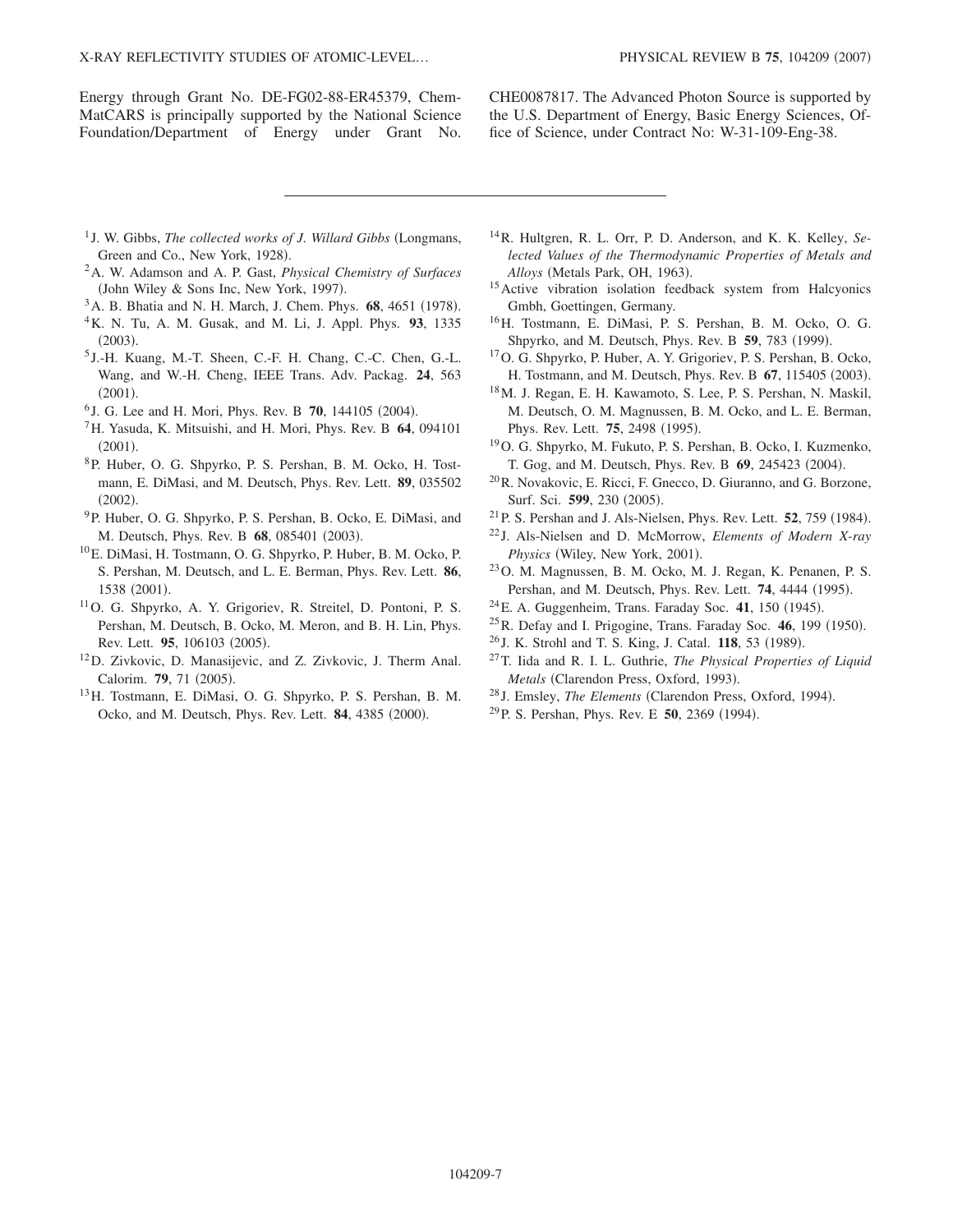Energy through Grant No. DE-FG02-88-ER45379, ChemMatCARS is principally supported by the National Science Foundation/Department of Energy under Grant No. CHE0087817. The Advanced Photon Source is supported by the U.S. Department of Energy, Basic Energy Sciences, Office of Science, under Contract No: W-31-109-Eng-38.

---

[1] J. W. Gibbs, *The collected works of J. Willard Gibbs* (Longmans, Green and Co., New York, 1928).

[2] A. W. Adamson and A. P. Gast, *Physical Chemistry of Surfaces* (John Wiley & Sons Inc, New York, 1997).

[3] A. B. Bhatia and N. H. March, J. Chem. Phys. **68**, 4651 (1978).

[4] K. N. Tu, A. M. Gusak, and M. Li, J. Appl. Phys. **93**, 1335 (2003).

[5] J.-H. Kuang, M.-T. Sheen, C.-F. H. Chang, C.-C. Chen, G.-L. Wang, and W.-H. Cheng, IEEE Trans. Adv. Packag. **24**, 563 (2001).

[6] J. G. Lee and H. Mori, Phys. Rev. B **70**, 144105 (2004).

[7] H. Yasuda, K. Mitsuishi, and H. Mori, Phys. Rev. B **64**, 094101 (2001).

[8] P. Huber, O. G. Shpyrko, P. S. Pershan, B. M. Ocko, H. Tostmann, E. DiMasi, and M. Deutsch, Phys. Rev. Lett. **89**, 035502 (2002).

[9] P. Huber, O. G. Shpyrko, P. S. Pershan, B. Ocko, E. DiMasi, and M. Deutsch, Phys. Rev. B **68**, 085401 (2003).

[10] E. DiMasi, H. Tostmann, O. G. Shpyrko, P. Huber, B. M. Ocko, P. S. Pershan, M. Deutsch, and L. E. Berman, Phys. Rev. Lett. **86**, 1538 (2001).

[11] O. G. Shpyrko, A. Y. Grigoriev, R. Streitel, D. Pontoni, P. S. Pershan, M. Deutsch, B. Ocko, M. Meron, and B. H. Lin, Phys. Rev. Lett. **95**, 106103 (2005).

[12] D. Zivkovic, D. Manasijevic, and Z. Zivkovic, J. Therm Anal. Calorim. **79**, 71 (2005).

[13] H. Tostmann, E. DiMasi, O. G. Shpyrko, P. S. Pershan, B. M. Ocko, and M. Deutsch, Phys. Rev. Lett. **84**, 4385 (2000).

[14] R. Hultgren, R. L. Orr, P. D. Anderson, and K. K. Kelley, *Selected Values of the Thermodynamic Properties of Metals and Alloys* (Metals Park, OH, 1963).

[15] Active vibration isolation feedback system from Halcyonics Gmbh, Goettingen, Germany.

[16] H. Tostmann, E. DiMasi, P. S. Pershan, B. M. Ocko, O. G. Shpyrko, and M. Deutsch, Phys. Rev. B **59**, 783 (1999).

[17] O. G. Shpyrko, P. Huber, A. Y. Grigoriev, P. S. Pershan, B. Ocko, H. Tostmann, and M. Deutsch, Phys. Rev. B **67**, 115405 (2003).

[18] M. J. Regan, E. H. Kawamoto, S. Lee, P. S. Pershan, N. Maskil, M. Deutsch, O. M. Magnussen, B. M. Ocko, and L. E. Berman, Phys. Rev. Lett. **75**, 2498 (1995).

[19] O. G. Shpyrko, M. Fukuto, P. S. Pershan, B. Ocko, I. Kuzmenko, T. Gog, and M. Deutsch, Phys. Rev. B **69**, 245423 (2004).

[20] R. Novakovic, E. Ricci, F. Gnecco, D. Giuranno, and G. Borzone, Surf. Sci. **599**, 230 (2005).

[21] P. S. Pershan and J. Als-Nielsen, Phys. Rev. Lett. **52**, 759 (1984).

[22] J. Als-Nielsen and D. McMorrow, *Elements of Modern X-ray Physics* (Wiley, New York, 2001).

[23] O. M. Magnussen, B. M. Ocko, M. J. Regan, K. Penanen, P. S. Pershan, and M. Deutsch, Phys. Rev. Lett. **74**, 4444 (1995).

[24] E. A. Guggenheim, Trans. Faraday Soc. **41**, 150 (1945).

[25] R. Defay and I. Prigogine, Trans. Faraday Soc. **46**, 199 (1950).

[26] J. K. Strohl and T. S. King, J. Catal. **118**, 53 (1989).

[27] T. Iida and R. I. L. Guthrie, *The Physical Properties of Liquid Metals* (Clarendon Press, Oxford, 1993).

[28] J. Emsley, *The Elements* (Clarendon Press, Oxford, 1994).

[29] P. S. Pershan, Phys. Rev. E **50**, 2369 (1994).